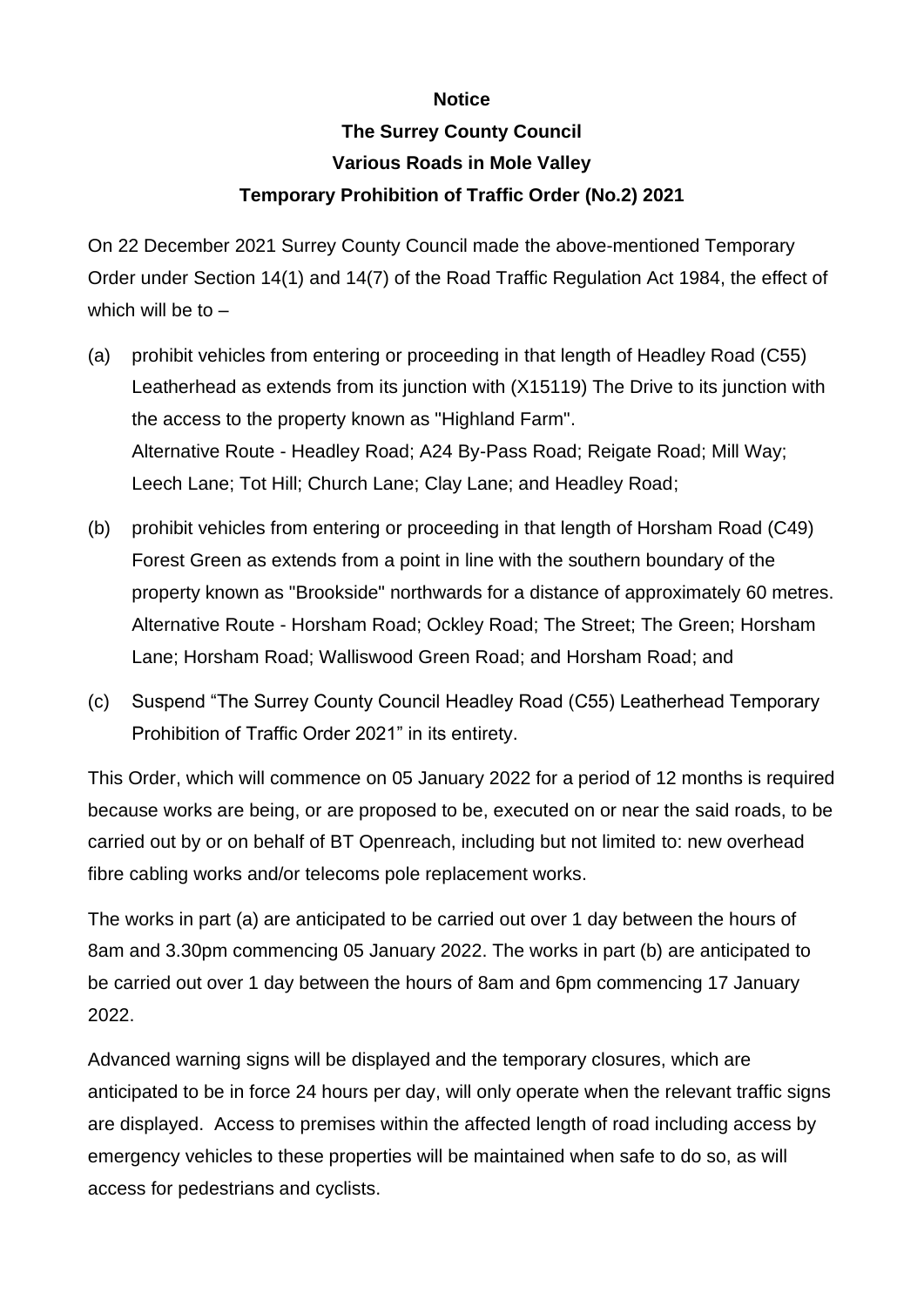**Notice**

**The Surrey County Council**

**Various Roads in Mole Valley**

**Temporary Prohibition of Traffic Order (No.2) 2021**

On 22 December 2021 Surrey County Council made the above-mentioned Temporary Order under Section 14(1) and 14(7) of the Road Traffic Regulation Act 1984, the effect of which will be to –

(a) prohibit vehicles from entering or proceeding in that length of Headley Road (C55) Leatherhead as extends from its junction with (X15119) The Drive to its junction with the access to the property known as "Highland Farm".
Alternative Route - Headley Road; A24 By-Pass Road; Reigate Road; Mill Way; Leech Lane; Tot Hill; Church Lane; Clay Lane; and Headley Road;

(b) prohibit vehicles from entering or proceeding in that length of Horsham Road (C49) Forest Green as extends from a point in line with the southern boundary of the property known as "Brookside" northwards for a distance of approximately 60 metres.
Alternative Route - Horsham Road; Ockley Road; The Street; The Green; Horsham Lane; Horsham Road; Walliswood Green Road; and Horsham Road; and

(c) Suspend "The Surrey County Council Headley Road (C55) Leatherhead Temporary Prohibition of Traffic Order 2021" in its entirety.

This Order, which will commence on 05 January 2022 for a period of 12 months is required because works are being, or are proposed to be, executed on or near the said roads, to be carried out by or on behalf of BT Openreach, including but not limited to: new overhead fibre cabling works and/or telecoms pole replacement works.

The works in part (a) are anticipated to be carried out over 1 day between the hours of 8am and 3.30pm commencing 05 January 2022. The works in part (b) are anticipated to be carried out over 1 day between the hours of 8am and 6pm commencing 17 January 2022.

Advanced warning signs will be displayed and the temporary closures, which are anticipated to be in force 24 hours per day, will only operate when the relevant traffic signs are displayed. Access to premises within the affected length of road including access by emergency vehicles to these properties will be maintained when safe to do so, as will access for pedestrians and cyclists.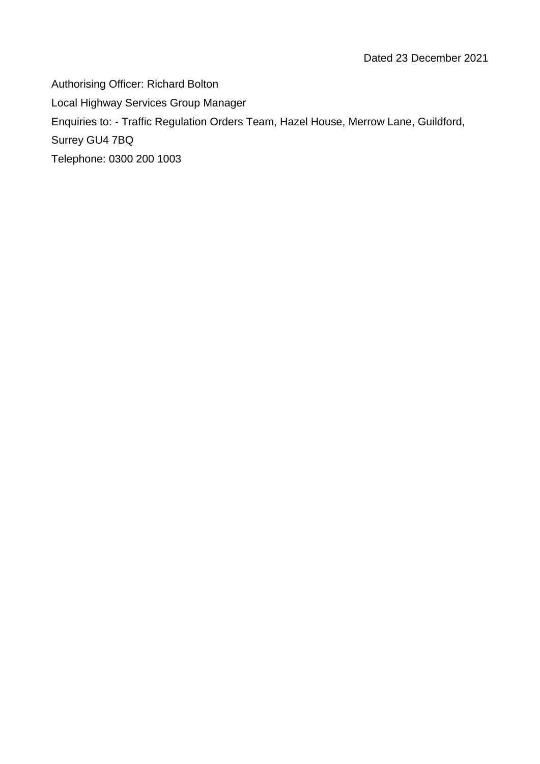Dated 23 December 2021

Authorising Officer: Richard Bolton

Local Highway Services Group Manager

Enquiries to: - Traffic Regulation Orders Team, Hazel House, Merrow Lane, Guildford, Surrey GU4 7BQ

Telephone: 0300 200 1003